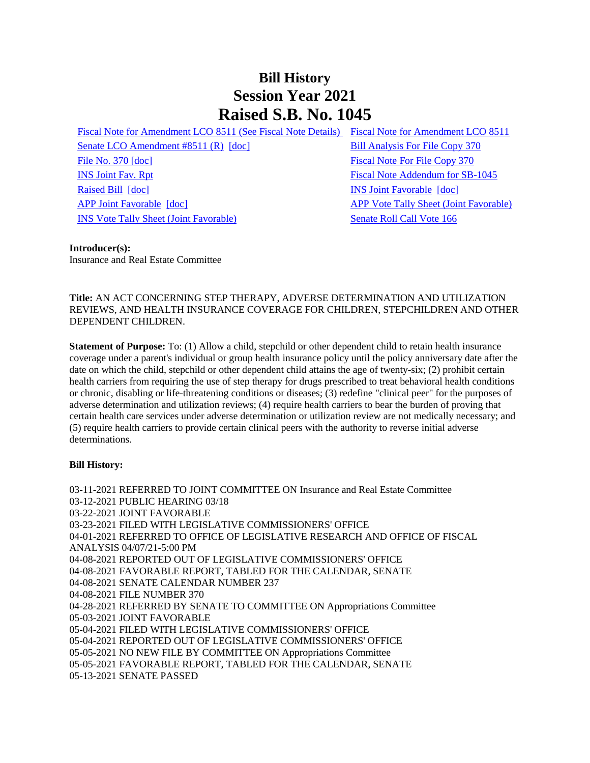# Bill History
# Session Year 2021
# Raised S.B. No. 1045

| | |
|---|---|
| Fiscal Note for Amendment LCO 8511 (See Fiscal Note Details) | Fiscal Note for Amendment LCO 8511 |
| Senate LCO Amendment #8511 (R) [doc] | Bill Analysis For File Copy 370 |
| File No. 370 [doc] | Fiscal Note For File Copy 370 |
| INS Joint Fav. Rpt | Fiscal Note Addendum for SB-1045 |
| Raised Bill [doc] | INS Joint Favorable [doc] |
| APP Joint Favorable [doc] | APP Vote Tally Sheet (Joint Favorable) |
| INS Vote Tally Sheet (Joint Favorable) | Senate Roll Call Vote 166 |

**Introducer(s):**
Insurance and Real Estate Committee

**Title:** AN ACT CONCERNING STEP THERAPY, ADVERSE DETERMINATION AND UTILIZATION REVIEWS, AND HEALTH INSURANCE COVERAGE FOR CHILDREN, STEPCHILDREN AND OTHER DEPENDENT CHILDREN.

**Statement of Purpose:** To: (1) Allow a child, stepchild or other dependent child to retain health insurance coverage under a parent's individual or group health insurance policy until the policy anniversary date after the date on which the child, stepchild or other dependent child attains the age of twenty-six; (2) prohibit certain health carriers from requiring the use of step therapy for drugs prescribed to treat behavioral health conditions or chronic, disabling or life-threatening conditions or diseases; (3) redefine "clinical peer" for the purposes of adverse determination and utilization reviews; (4) require health carriers to bear the burden of proving that certain health care services under adverse determination or utilization review are not medically necessary; and (5) require health carriers to provide certain clinical peers with the authority to reverse initial adverse determinations.

**Bill History:**

03-11-2021 REFERRED TO JOINT COMMITTEE ON Insurance and Real Estate Committee
03-12-2021 PUBLIC HEARING 03/18
03-22-2021 JOINT FAVORABLE
03-23-2021 FILED WITH LEGISLATIVE COMMISSIONERS' OFFICE
04-01-2021 REFERRED TO OFFICE OF LEGISLATIVE RESEARCH AND OFFICE OF FISCAL ANALYSIS 04/07/21-5:00 PM
04-08-2021 REPORTED OUT OF LEGISLATIVE COMMISSIONERS' OFFICE
04-08-2021 FAVORABLE REPORT, TABLED FOR THE CALENDAR, SENATE
04-08-2021 SENATE CALENDAR NUMBER 237
04-08-2021 FILE NUMBER 370
04-28-2021 REFERRED BY SENATE TO COMMITTEE ON Appropriations Committee
05-03-2021 JOINT FAVORABLE
05-04-2021 FILED WITH LEGISLATIVE COMMISSIONERS' OFFICE
05-04-2021 REPORTED OUT OF LEGISLATIVE COMMISSIONERS' OFFICE
05-05-2021 NO NEW FILE BY COMMITTEE ON Appropriations Committee
05-05-2021 FAVORABLE REPORT, TABLED FOR THE CALENDAR, SENATE
05-13-2021 SENATE PASSED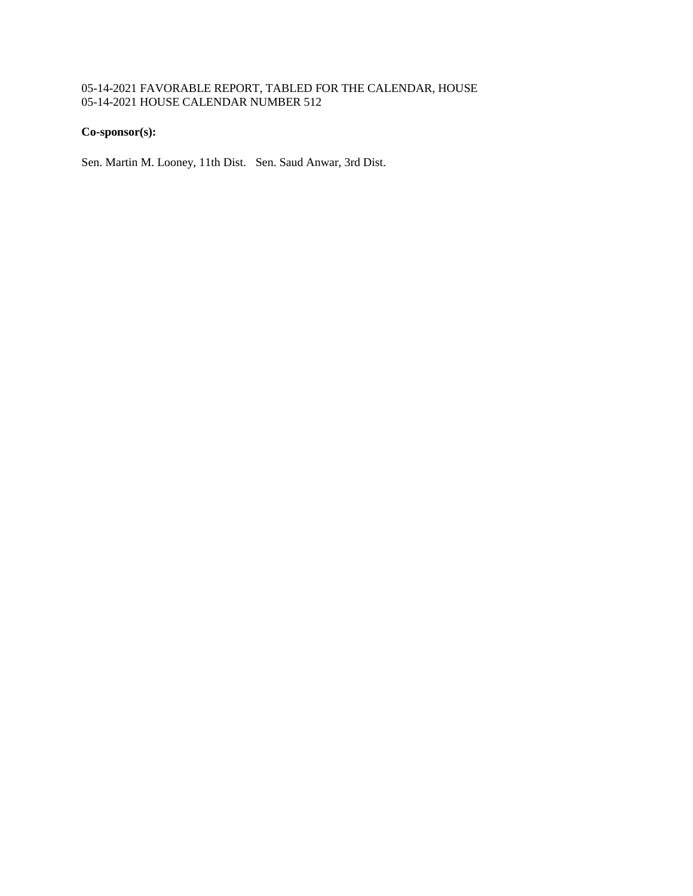05-14-2021 FAVORABLE REPORT, TABLED FOR THE CALENDAR, HOUSE
05-14-2021 HOUSE CALENDAR NUMBER 512

**Co-sponsor(s):**

Sen. Martin M. Looney, 11th Dist. Sen. Saud Anwar, 3rd Dist.